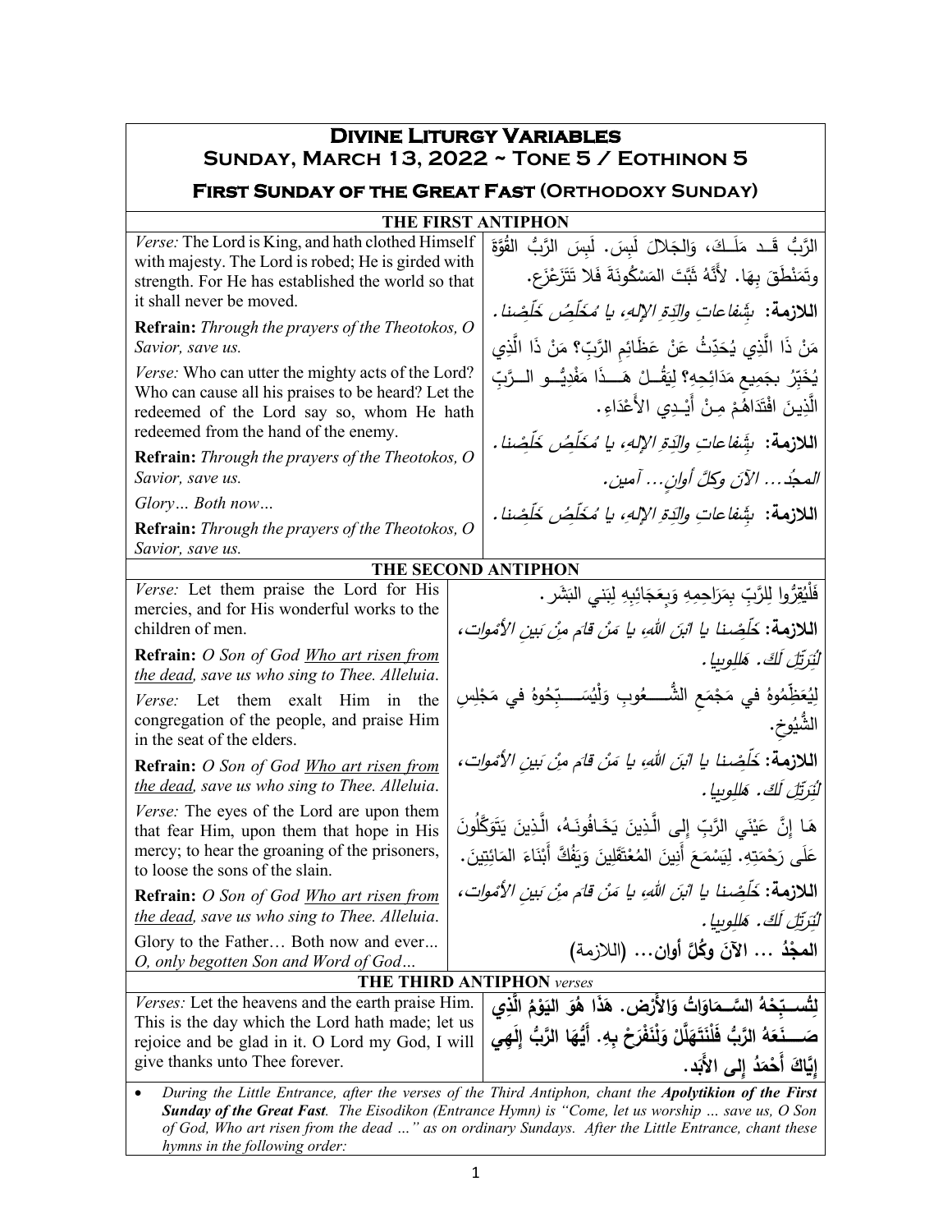# Divine Liturgy Variables

## Sunday, March 13, 2022 ~ Tone 5 / Eothinon 5

### First Sunday of the Great Fast (Orthodoxy Sunday)

**THE FIRST ANTIPHON**

| English | Arabic |
|---|---|
| *Verse:* The Lord is King, and hath clothed Himself with majesty. The Lord is robed; He is girded with strength. For He has established the world so that it shall never be moved. | الرَّبُّ قَـد مَلَـكَ، وَالجَلالَ لَبِسَ. لَبِسَ الرَّبُّ القُوَّةَ وتَمَنْطَقَ بِهَا. لأَنَّهُ ثَبَّتَ المَسْكُونَةَ فَلا تَتَزَعْزَع. |
| **Refrain:** *Through the prayers of the Theotokos, O Savior, save us.* | **اللازمة:** *بِشَفاعاتِ والِدَةِ الإلهِ، يا مُخَلِّصُ خَلِّصنا.* |
| *Verse:* Who can utter the mighty acts of the Lord? Who can cause all his praises to be heard? Let the redeemed of the Lord say so, whom He hath redeemed from the hand of the enemy. | مَنْ ذَا الَّذِي يُحَدِّثُ عَنْ عَظَائِمِ الرَّبِّ؟ مَنْ ذَا الَّذِي يُخَبِّرُ بجَمِيعِ مَدَائِحِهِ؟ لِيَقُـلْ هَــذَا مَفْدِيُّـو الــرَّبِّ الَّذِينَ افْتَدَاهُمْ مِـنْ أَيْـدِي الأَعْدَاءِ. |
| **Refrain:** *Through the prayers of the Theotokos, O Savior, save us.* | **اللازمة:** *بِشَفاعاتِ والِدَةِ الإلهِ، يا مُخَلِّصُ خَلِّصنا.* |
| *Glory… Both now…* | *المجدُ… الآنَ وكلَّ أوانٍ… آمين.* |
| **Refrain:** *Through the prayers of the Theotokos, O Savior, save us.* | **اللازمة:** *بِشَفاعاتِ والِدَةِ الإلهِ، يا مُخَلِّصُ خَلِّصنا.* |

**THE SECOND ANTIPHON**

| English | Arabic |
|---|---|
| *Verse:* Let them praise the Lord for His mercies, and for His wonderful works to the children of men. | فَلْيَعْتَرِفُوا لِلرَّبِّ بِمَرَاحِمِهِ وَبِعَجَائِبِهِ لِبَنِي البَشَر. |
| **Refrain:** *O Son of God Who art risen from the dead, save us who sing to Thee. Alleluia.* | **اللازمة:** *خَلِّصنا يا ابْنَ اللهِ، يا مَنْ قامَ مِنْ بَينِ الأمْوات، لِنُرَتِّلَ لَكَ. هَللويا.* |
| *Verse:* Let them exalt Him in the congregation of the people, and praise Him in the seat of the elders. | لِيُعَظِّمُوهُ في مَجْمَعِ الشُّـعُوبِ وَلْيُسَـبِّحُوهُ في مَجْلِسِ الشُّيُوخِ. |
| **Refrain:** *O Son of God Who art risen from the dead, save us who sing to Thee. Alleluia.* | **اللازمة:** *خَلِّصنا يا ابْنَ اللهِ، يا مَنْ قامَ مِنْ بَينِ الأمْوات، لِنُرَتِّلَ لَكَ. هَللويا.* |
| *Verse:* The eyes of the Lord are upon them that fear Him, upon them that hope in His mercy; to hear the groaning of the prisoners, to loose the sons of the slain. | هَا إِنَّ عَيْنَيِ الرَّبِّ إِلى الَّذِينَ يَخَافُونَـهُ، الَّذِينَ يَتَوَكَّلُونَ عَلَى رَحْمَتِهِ. لِيَسْمَعَ أَنِينَ المُعْتَقَلِينَ وَيَفُكَّ أَبْنَاءَ المَائِتِينَ. |
| **Refrain:** *O Son of God Who art risen from the dead, save us who sing to Thee. Alleluia.* | **اللازمة:** *خَلِّصنا يا ابْنَ اللهِ، يا مَنْ قامَ مِنْ بَينِ الأمْوات، لِنُرَتِّلَ لَكَ. هَللويا.* |
| Glory to the Father… Both now and ever... *O, only begotten Son and Word of God…* | **المجْدُ ... الآنَ وكُلَّ أوانٍ... (اللازمة)** |

**THE THIRD ANTIPHON** *verses*

| English | Arabic |
|---|---|
| *Verses:* Let the heavens and the earth praise Him. This is the day which the Lord hath made; let us rejoice and be glad in it. O Lord my God, I will give thanks unto Thee forever. | **لِتُسـبِّحْهُ السَّـمَاوَاتُ وَالأَرْض. هَذَا هُوَ اليَوْمُ الَّذِي صَـنَعَهُ الرَّبُّ فَلْنَتَهَلَّلْ وَلْنَفْرَحْ بِهِ. أَيُّهَا الرَّبُّ إِلَهِي إِيَّاكَ أَحْمَدُ إِلى الأَبَد.** |

- *During the Little Entrance, after the verses of the Third Antiphon, chant the **Apolytikion of the First Sunday of the Great Fast**. The Eisodikon (Entrance Hymn) is "Come, let us worship … save us, O Son of God, Who art risen from the dead …" as on ordinary Sundays. After the Little Entrance, chant these hymns in the following order:*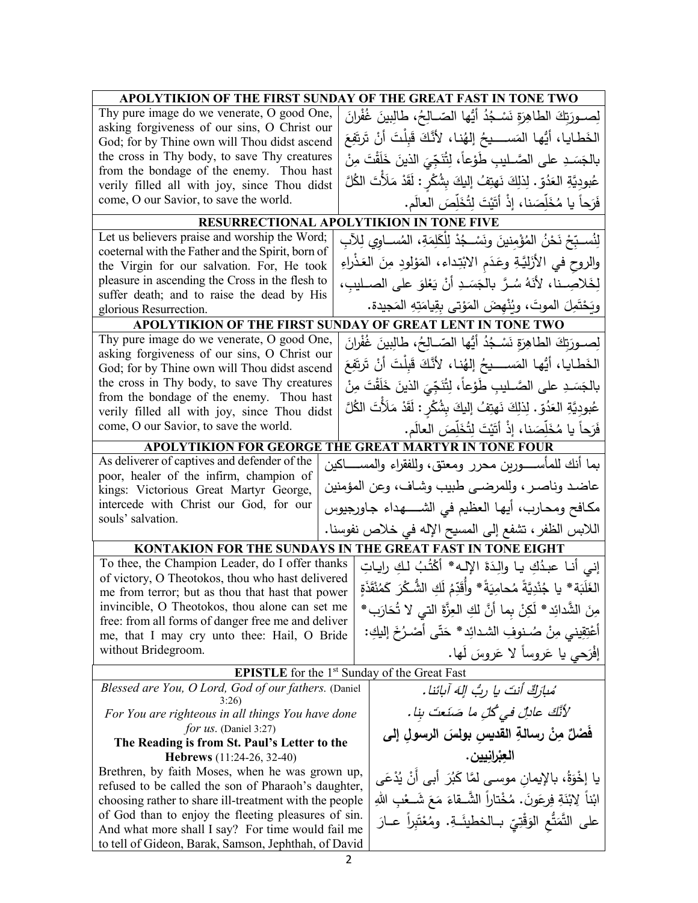| APOLYTIKION OF THE FIRST SUNDAY OF THE GREAT FAST IN TONE TWO | |
|---|---|
| Thy pure image do we venerate, O good One, asking forgiveness of our sins, O Christ our God; for by Thine own will Thou didst ascend the cross in Thy body, to save Thy creatures from the bondage of the enemy. Thou hast verily filled all with joy, since Thou didst come, O our Savior, to save the world. | لِصـورَتِكَ الطاهِرَةِ نَسْـجُدُ أيُّها الصّـالِحُ، طالِبينَ غُفْرانَ الخَطـايا، أيُّها المَسـيحُ إلهُنـا، لأنَّكَ قَبِلْـتَ أنْ تَرتَفِعَ بالجَسَـدِ على الصَّـليبِ طَوْعاً، لِتُنَجِّيَ الذينَ خَلَقْتَ مِنْ عُبودِيَّةِ العَدُوّ. لِذلِكَ نَهتِفُ إليكَ بِشُكْرٍ: لَقَدْ مَلأْتَ الكُلَّ فَرَحاً يا مُخَلِّصَنا، إذْ أَتَيْتَ لِتُخَلِّصَ العالَم. |

| RESURRECTIONAL APOLYTIKION IN TONE FIVE | |
|---|---|
| Let us believers praise and worship the Word; coeternal with the Father and the Spirit, born of the Virgin for our salvation. For, He took pleasure in ascending the Cross in the flesh to suffer death; and to raise the dead by His glorious Resurrection. | لِنُسـبِّحْ نَحْنُ المُؤْمِنينَ ونَسْـجُدْ لِلْكَلِمَةِ، المُسـاوِي لِلآبِ والروحِ في الأزَلِيَّـةِ وعَدَمِ الابْتِداء، المَوْلودِ مِنَ العَذْراءِ لِخَلاصِـنا، لأنَهُ سُـرَّ بالجَسَـدِ أنْ يَعْلوَ على الصـليبِ، ويَحْتَمِلَ الموتَ، ويُنْهِضَ المَوْتى بِقِيامَتِهِ المَجيدة. |

| APOLYTIKION OF THE FIRST SUNDAY OF GREAT LENT IN TONE TWO | |
|---|---|
| Thy pure image do we venerate, O good One, asking forgiveness of our sins, O Christ our God; for by Thine own will Thou didst ascend the cross in Thy body, to save Thy creatures from the bondage of the enemy. Thou hast verily filled all with joy, since Thou didst come, O our Savior, to save the world. | لِصـورَتِكَ الطاهِرَةِ نَسْـجُدُ أيُّها الصّـالِحُ، طالِبينَ غُفْرانَ الخَطـايا، أيُّها المَسـيحُ إلهُنـا، لأنَّكَ قَبِلْـتَ أنْ تَرتَفِعَ بالجَسَـدِ على الصَّـليبِ طَوْعاً، لِتُنَجِّيَ الذينَ خَلَقْتَ مِنْ عُبودِيَّةِ العَدُوّ. لِذلِكَ نَهتِفُ إليكَ بِشُكْرٍ: لَقَدْ مَلأْتَ الكُلَّ فَرَحاً يا مُخَلِّصَنا، إذْ أَتَيْتَ لِتُخَلِّصَ العالَم. |

| APOLYTIKION FOR GEORGE THE GREAT MARTYR IN TONE FOUR | |
|---|---|
| As deliverer of captives and defender of the poor, healer of the infirm, champion of kings: Victorious Great Martyr George, intercede with Christ our God, for our souls' salvation. | بما أنك للمأسـورين محرر ومعتق، وللفقراء والمسـاكين عاضد وناصر، وللمرضى طبيب وشاف، وعن المؤمنين مكافح ومحارب، أيها العظيم في الشـهداء جاورجيوس اللابس الظفر، تشفع إلى المسيح الإله في خلاص نفوسنا. |

| KONTAKION FOR THE SUNDAYS IN THE GREAT FAST IN TONE EIGHT | |
|---|---|
| To thee, the Champion Leader, do I offer thanks of victory, O Theotokos, thou who hast delivered me from terror; but as thou that hast that power invincible, O Theotokos, thou alone can set me free: from all forms of danger free me and deliver me, that I may cry unto thee: Hail, O Bride without Bridegroom. | إني أنـا عبدُكِ يـا والِدَةَ الإلـه* أكْتُبُ لـكِ رايـاتِ الغَلَبَة* يا جُنْدِيَّةً مُحامِيَةً* وأُقَدِّمُ لَكِ الشُّكْرَ كَمُنْقَذَةٍ مِنَ الشَّدائِد* لَكِنْ بِما أنَّ لكِ العِزَّةَ التي لا تُحَارَب* أعْتِقيني مِنْ صُـنوفِ الشـدائِد* حَتّى أَصْـرُخَ إليكِ: إفْرَحي يا عَروساً لا عَروسَ لَها. |

**EPISTLE** for the 1st Sunday of the Great Fast

| | |
|---|---|
| *Blessed are You, O Lord, God of our fathers.* (Daniel 3:26) | *مُبارَكٌ أنتَ يا ربُّ إلهَ آبائنا.* |
| *For You are righteous in all things You have done for us.* (Daniel 3:27) | *لأنَّكَ عادِلٌ في كُلِّ ما صَنَعتَ بنا.* |
| **The Reading is from St. Paul's Letter to the Hebrews** (11:24-26, 32-40) | **فَصْلٌ مِنْ رسالةِ القدّيسِ بولسَ الرسولِ إلى العِبْرانِيين.** |
| Brethren, by faith Moses, when he was grown up, refused to be called the son of Pharaoh's daughter, choosing rather to share ill-treatment with the people of God than to enjoy the fleeting pleasures of sin. And what more shall I say? For time would fail me to tell of Gideon, Barak, Samson, Jephthah, of David | يا إخْوَةُ، بالإيمانِ موسى لمَّا كَبُرَ أبى أَنْ يُدْعَى ابْناً لابْنَةِ فِرعَونَ. مُخْتاراً الشَّـقاءَ مَعَ شَـعْبِ اللهِ على التَّمَتُّعِ الوَقْتِيّ بـالخطيئَـةِ. ومُعْتَبِراً عـارَ |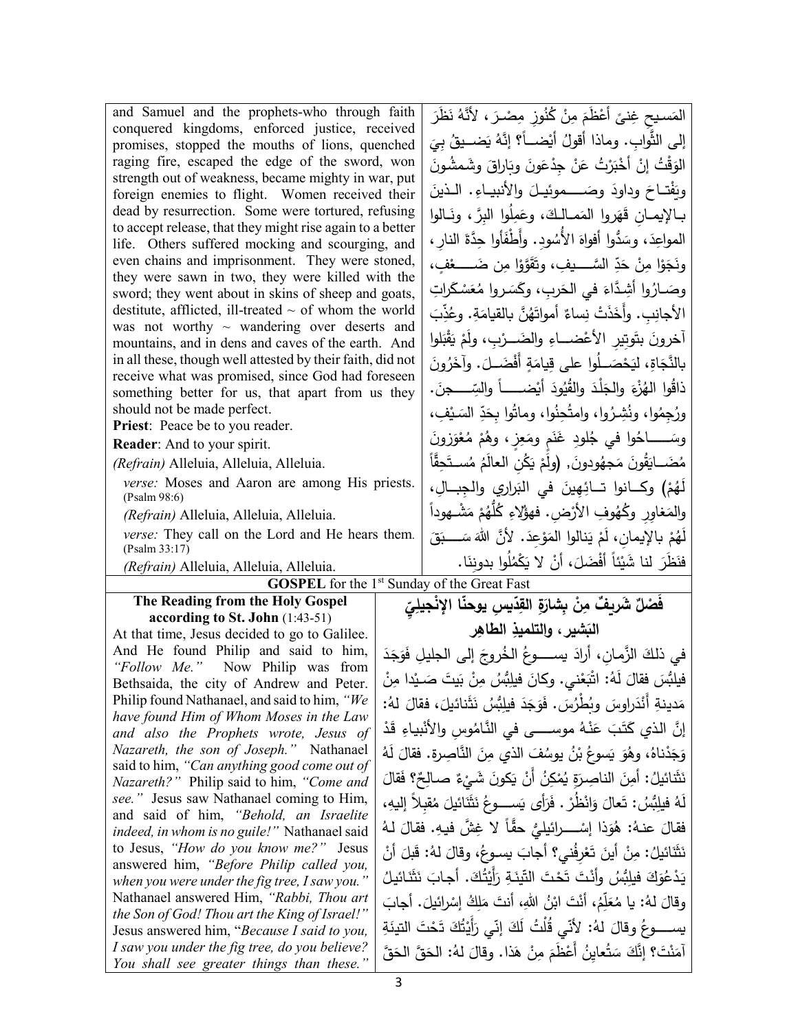and Samuel and the prophets-who through faith conquered kingdoms, enforced justice, received promises, stopped the mouths of lions, quenched raging fire, escaped the edge of the sword, won strength out of weakness, became mighty in war, put foreign enemies to flight. Women received their dead by resurrection. Some were tortured, refusing to accept release, that they might rise again to a better life. Others suffered mocking and scourging, and even chains and imprisonment. They were stoned, they were sawn in two, they were killed with the sword; they went about in skins of sheep and goats, destitute, afflicted, ill-treated ~ of whom the world was not worthy ~ wandering over deserts and mountains, and in dens and caves of the earth. And in all these, though well attested by their faith, did not receive what was promised, since God had foreseen something better for us, that apart from us they should not be made perfect.

**Priest**: Peace be to you reader.

**Reader**: And to your spirit.

*(Refrain)* Alleluia, Alleluia, Alleluia.

*verse:* Moses and Aaron are among His priests. (Psalm 98:6)

*(Refrain)* Alleluia, Alleluia, Alleluia.

*verse:* They call on the Lord and He hears them. (Psalm 33:17)

*(Refrain)* Alleluia, Alleluia, Alleluia.

المَسيحِ غِنىً أَعْظَمَ مِنْ كُنُوزِ مِصْرَ، لأَنَّهُ نَظَرَ إلى الثَّوابِ. وماذا أقولُ أيْضاً؟ إنَّهُ يَضيقُ بِيَ الوَقْتُ إنْ أخْبَرْتُ عَنْ جِدْعَونَ وبَاراقَ وشَمشُونَ ويَفْتاحَ وداودَ وصَموئيلَ والأنبياءِ. الذينَ بالإيمانِ قَهَروا المَمالِكَ، وعَمِلُوا البِرَّ، ونالوا المواعِدَ، وسَدُّوا أفواهَ الأُسُودِ. وأَطْفَأوا حِدَّةَ النارِ، ونَجَوْا مِنْ حَدِّ السَّيفِ، وتَقَوَّوْا مِن ضَعْفٍ، وصَارُوا أَشِدَّاءَ في الحَربِ، وكَسَروا مُعَسْكَراتِ الأجانِبِ. وأَخَذَتْ نِساءٌ أمواتَهُنَّ بالقيامَةِ. وعُذِّبَ آخرونَ بتَوتيرِ الأعْضاءِ والضَرْبِ، ولَمْ يَقْبَلوا بالنَّجَاةِ، ليَحْصَلُوا على قِيامَةٍ أَفْضَلَ. وآخَرُونَ ذاقُوا الهُزْءَ والجَلْدَ والقُيُودَ أيْضاً والسِّجنَ. ورُجِمُوا، ونُشِرُوا، وامتُحِنُوا، وماتُوا بِحَدِّ السَيْفِ، وسَاحُوا في جُلودِ غَنَمٍ ومَعِزٍ، وهُمْ مُعْوَزونَ مُضَايَقُونَ مَجهُودونَ. (ولَمْ يَكُنِ العالَمُ مُستَحِقّاً لَهُمْ) وكانوا تائِهِينَ في البَرارِي والجِبالِ، والمَغاوِرِ وكُهُوفِ الأرْضِ. فهؤلاءِ كُلُّهُمْ مَشْهوداً لَهُمْ بالإيمانِ، لَمْ يَنالوا المَوْعِدَ. لأنَّ اللهَ سَبَقَ فنَظَرَ لنا شَيْئاً أفْضَلَ، أنْ لا يَكْمُلُوا بدونِنَا.

**GOSPEL** for the 1st Sunday of the Great Fast

**The Reading from the Holy Gospel according to St. John** (1:43-51)

At that time, Jesus decided to go to Galilee. And He found Philip and said to him, *"Follow Me."* Now Philip was from Bethsaida, the city of Andrew and Peter. Philip found Nathanael, and said to him, *"We have found Him of Whom Moses in the Law and also the Prophets wrote, Jesus of Nazareth, the son of Joseph."* Nathanael said to him, *"Can anything good come out of Nazareth?"* Philip said to him, *"Come and see."* Jesus saw Nathanael coming to Him, and said of him, *"Behold, an Israelite indeed, in whom is no guile!"* Nathanael said to Jesus, *"How do you know me?"* Jesus answered him, *"Before Philip called you, when you were under the fig tree, I saw you."* Nathanael answered Him, *"Rabbi, Thou art the Son of God! Thou art the King of Israel!"* Jesus answered him, "*Because I said to you, I saw you under the fig tree, do you believe? You shall see greater things than these."*

**فَصْلٌ شَريفٌ مِنْ بِشارَةِ القِدّيسِ يوحنّا الإنْجيليّ البَشير، والتلميذِ الطاهِر**

في ذلكَ الزَّمانِ، أرادَ يسوعُ الخُروجَ إلى الجليلِ فَوَجَدَ فيلبُّسَ فقالَ لَهُ: اتْبَعْني. وكانَ فيلبُّسُ مِنْ بَيتَ صَيْدا مِنْ مَدينةِ أَنْدَراوسَ وبُطْرُسَ. فَوَجَدَ فيلبُّسُ نَثَنائيلَ، فقالَ لهُ: إنَّ الذي كَتَبَ عَنْهُ موسى في النَّامُوسِ والأنْبياءِ قَدْ وَجَدْناهُ، وهُوَ يَسوعُ بْنُ يوسُفَ الذي مِنَ النَّاصِرة. فقالَ لَهُ نَثَنائيلُ: أمِنَ الناصِرَةِ يُمْكِنُ أَنْ يَكونَ شَيْءٌ صالِحٌ؟ فَقالَ لَهُ فيلبُّسُ: تَعالَ وَانْظُرْ. فَرَأَى يَسوعُ نَثَنائيلَ مُقبلاً إليهِ، فقالَ عنهُ: هُوَذا إسْرائيليٌّ حقّاً لا غِشَّ فيهِ. فقالَ لهُ نَثَنائيلُ: مِنْ أينَ تَعْرِفُني؟ أجابَ يسوعُ، وقالَ لهُ: قَبلَ أنْ يَدْعُوَكَ فيلبُّسُ وأنْتَ تَحْتَ التِّينَةِ رَأَيْتُكَ. أجابَ نَثَنائيلُ وقالَ لهُ: يا مُعَلِّمُ، أنْتَ ابْنُ اللهِ، أنتَ مَلِكُ إسْرائيلَ. أجابَ يسوعُ وقالَ لهُ: لأنّي قُلْتُ لَكَ إنّي رَأَيْتُكَ تَحْتَ التينَةِ آمَنْتَ؟ إنَّكَ سَتُعاينُ أَعْظَمَ مِنْ هَذا. وقالَ لهُ: الحَقَّ الحَقَّ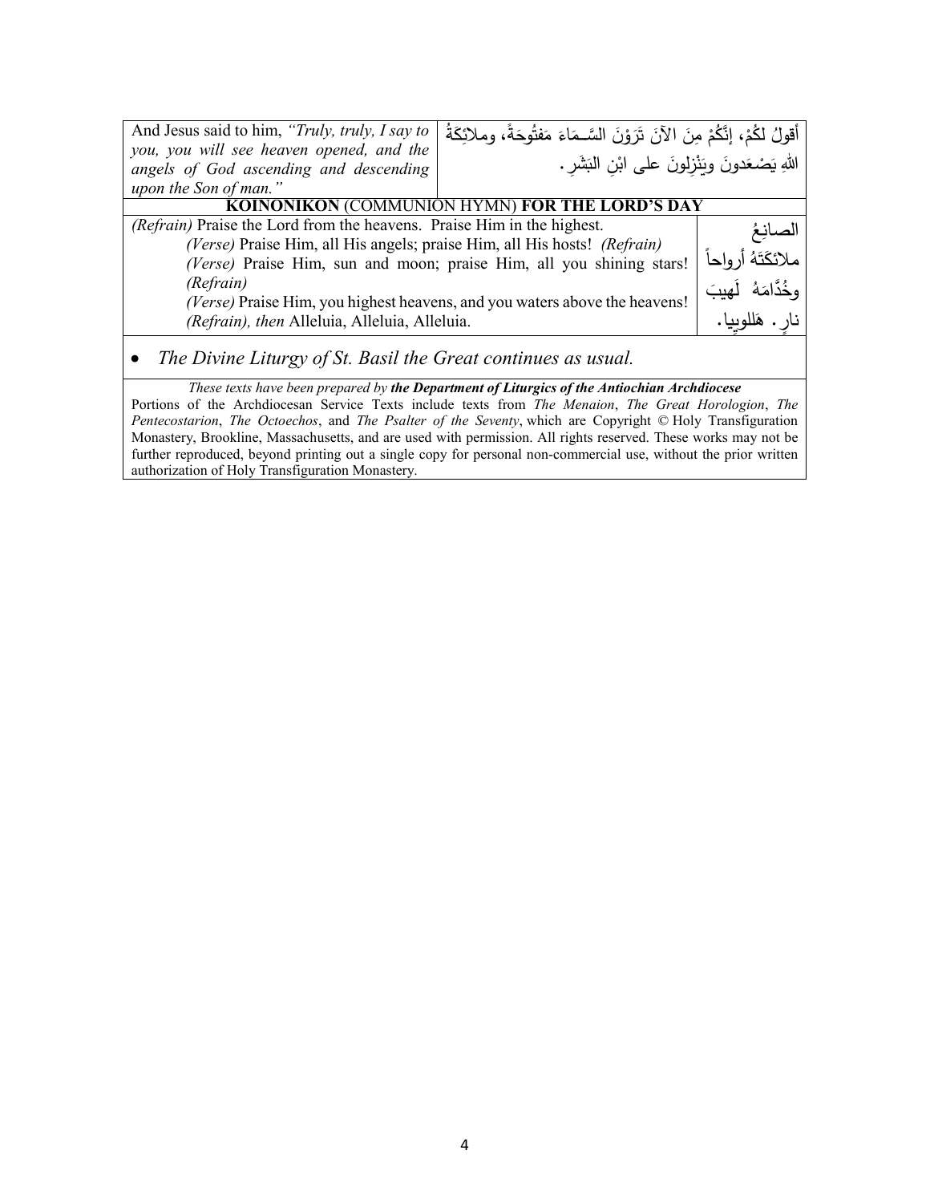| | |
|---|---|
| And Jesus said to him, *"Truly, truly, I say to you, you will see heaven opened, and the angels of God ascending and descending upon the Son of man."* | أقولُ لكُمْ، إنَّكُمْ مِنَ الآنَ تَرَوْنَ السَّـمَاءَ مَفتُوحَةً، وملائِكَةُ اللهِ يَصْعَدونَ ويَنْزِلونَ على ابْنِ البَشَرِ. |

**KOINONIKON** (COMMUNION HYMN) **FOR THE LORD'S DAY**

| | |
|---|---|
| *(Refrain)* Praise the Lord from the heavens. Praise Him in the highest.<br>*(Verse)* Praise Him, all His angels; praise Him, all His hosts! *(Refrain)*<br>*(Verse)* Praise Him, sun and moon; praise Him, all you shining stars! *(Refrain)*<br>*(Verse)* Praise Him, you highest heavens, and you waters above the heavens! *(Refrain), then* Alleluia, Alleluia, Alleluia. | الصانِعُ ملائكَتَهُ أرواحاً وخُدَّامَهُ لَهيبَ نارٍ. هَللويا. |

- *The Divine Liturgy of St. Basil the Great continues as usual.*

*These texts have been prepared by* ***the Department of Liturgics of the Antiochian Archdiocese***

Portions of the Archdiocesan Service Texts include texts from *The Menaion*, *The Great Horologion*, *The Pentecostarion*, *The Octoechos*, and *The Psalter of the Seventy*, which are Copyright © Holy Transfiguration Monastery, Brookline, Massachusetts, and are used with permission. All rights reserved. These works may not be further reproduced, beyond printing out a single copy for personal non-commercial use, without the prior written authorization of Holy Transfiguration Monastery.